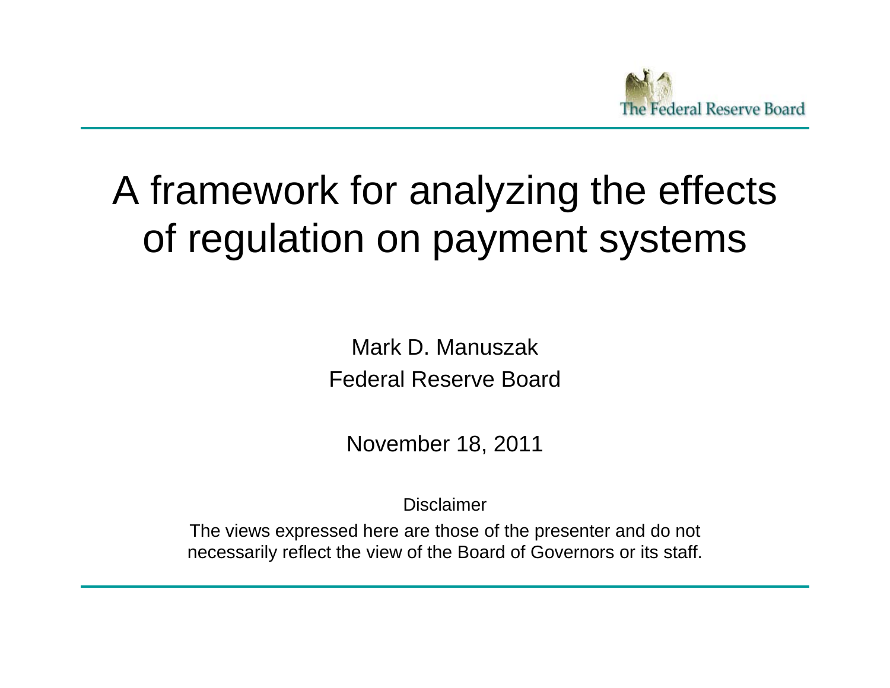The Federal Reserve Board

# A framework for analyzing the effects of regulation on payment systems

Mark D. Manuszak
Federal Reserve Board

November 18, 2011

Disclaimer

The views expressed here are those of the presenter and do not necessarily reflect the view of the Board of Governors or its staff.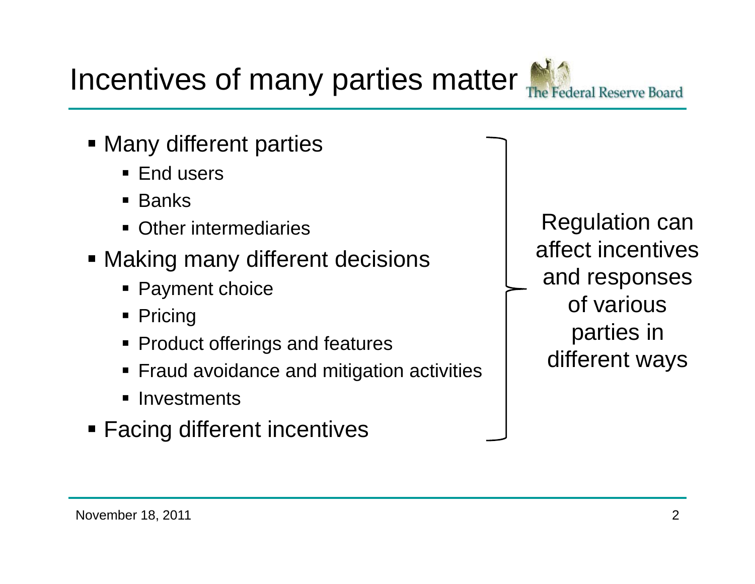# Incentives of many parties matter

- Many different parties
  - End users
  - Banks
  - Other intermediaries
- Making many different decisions
  - Payment choice
  - Pricing
  - Product offerings and features
  - Fraud avoidance and mitigation activities
  - Investments
- Facing different incentives

Regulation can affect incentives and responses of various parties in different ways

November 18, 2011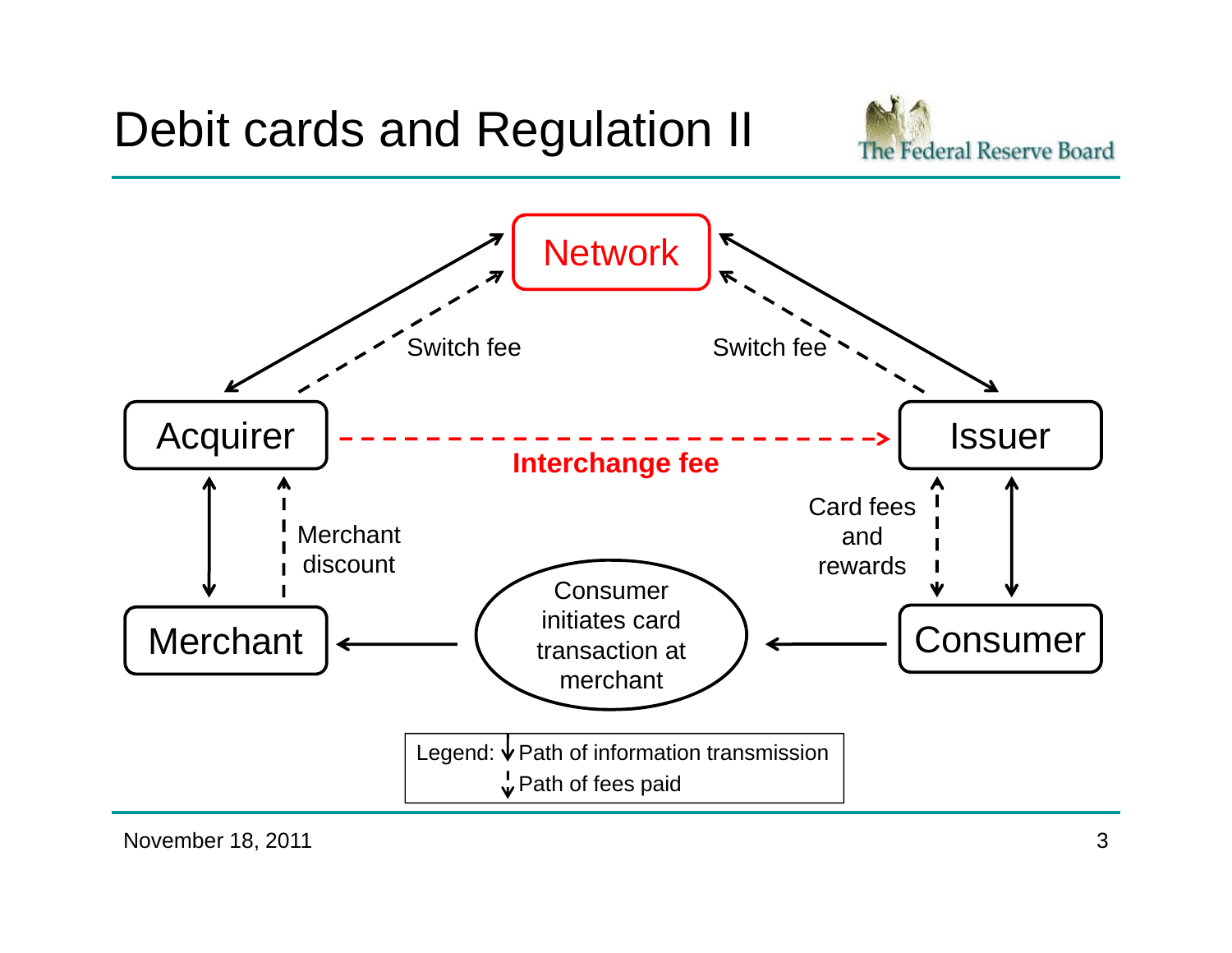# Debit cards and Regulation II

Network

Switch fee

Switch fee

Acquirer

**Interchange fee**

Issuer

Merchant discount

Card fees and rewards

Merchant

Consumer initiates card transaction at merchant

Consumer

Legend: Path of information transmission (solid arrow)
Path of fees paid (dashed arrow)

November 18, 2011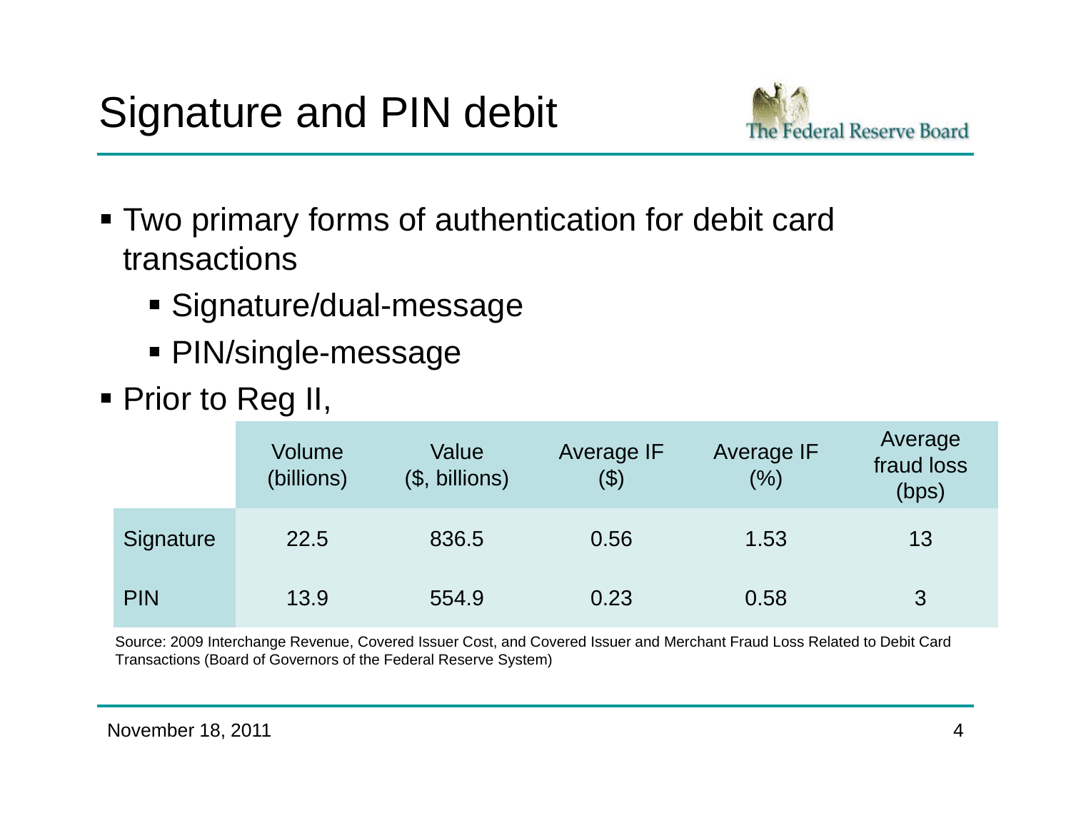# Signature and PIN debit

- Two primary forms of authentication for debit card transactions
  - Signature/dual-message
  - PIN/single-message
- Prior to Reg II,

| | Volume (billions) | Value ($, billions) | Average IF ($) | Average IF (%) | Average fraud loss (bps) |
|---|---|---|---|---|---|
| Signature | 22.5 | 836.5 | 0.56 | 1.53 | 13 |
| PIN | 13.9 | 554.9 | 0.23 | 0.58 | 3 |

Source: 2009 Interchange Revenue, Covered Issuer Cost, and Covered Issuer and Merchant Fraud Loss Related to Debit Card Transactions (Board of Governors of the Federal Reserve System)

November 18, 2011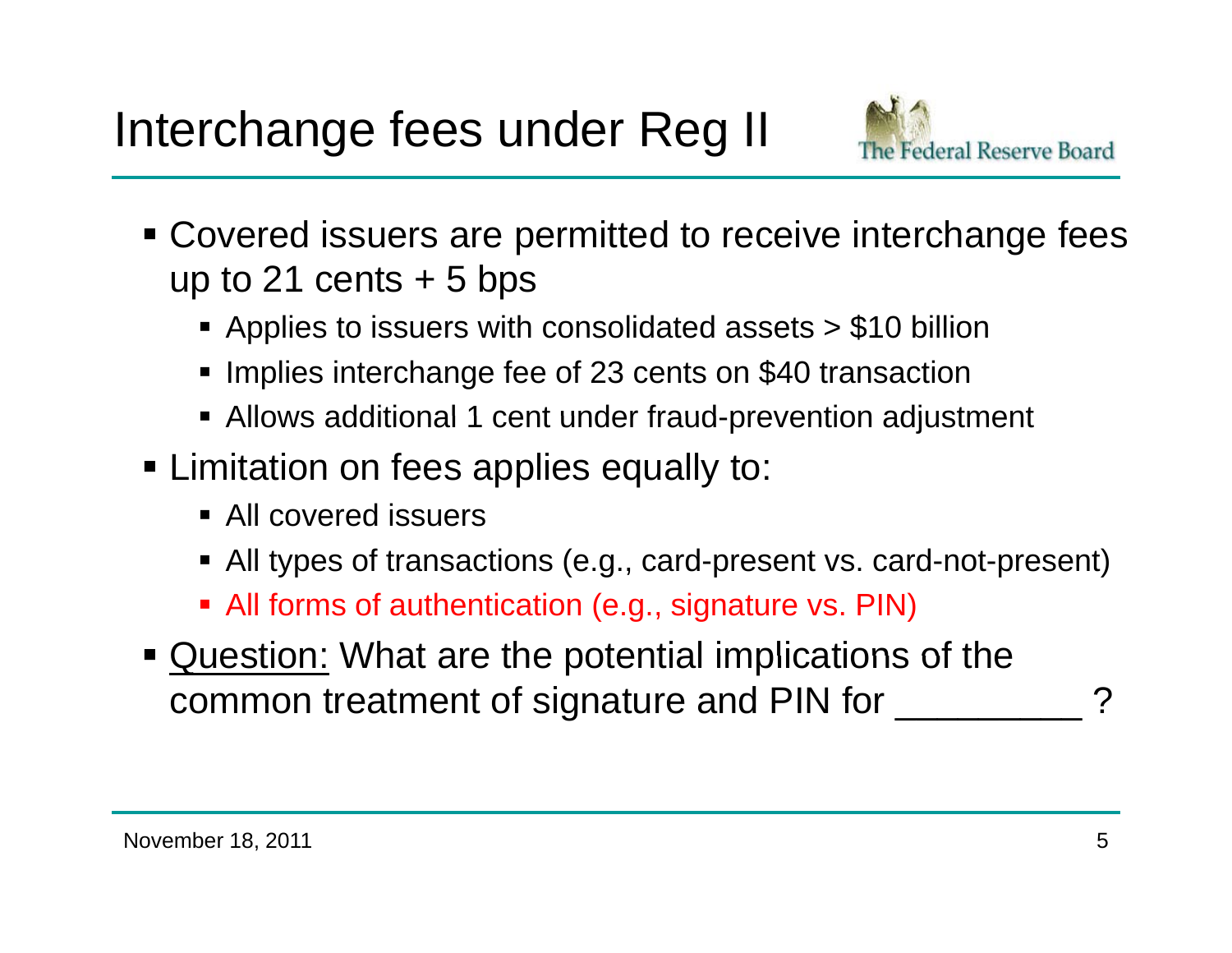# Interchange fees under Reg II

- Covered issuers are permitted to receive interchange fees up to 21 cents + 5 bps
  - Applies to issuers with consolidated assets > $10 billion
  - Implies interchange fee of 23 cents on $40 transaction
  - Allows additional 1 cent under fraud-prevention adjustment
- Limitation on fees applies equally to:
  - All covered issuers
  - All types of transactions (e.g., card-present vs. card-not-present)
  - All forms of authentication (e.g., signature vs. PIN)
- Question: What are the potential implications of the common treatment of signature and PIN for _________ ?

November 18, 2011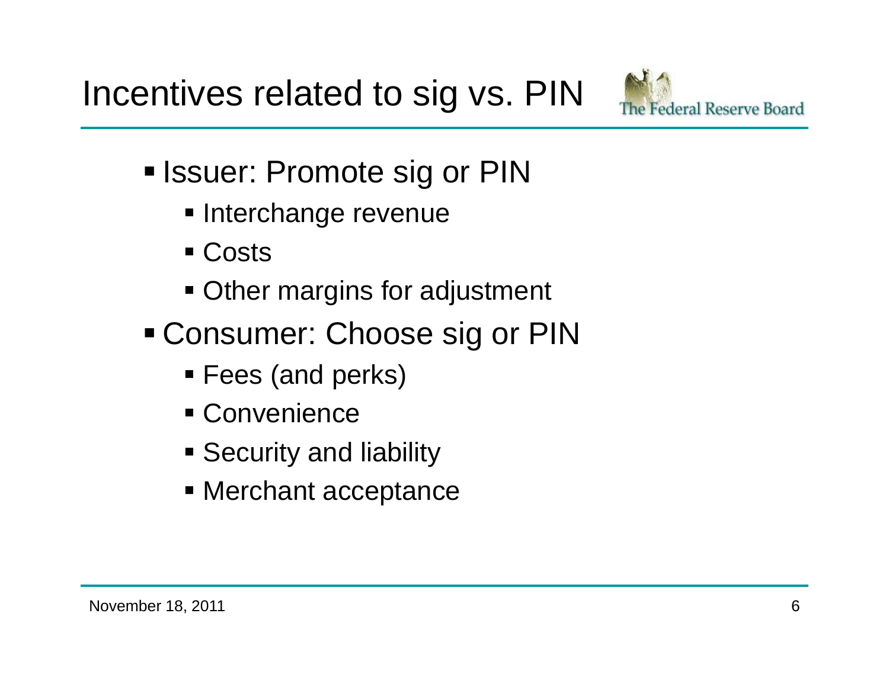# Incentives related to sig vs. PIN

- Issuer: Promote sig or PIN
  - Interchange revenue
  - Costs
  - Other margins for adjustment
- Consumer: Choose sig or PIN
  - Fees (and perks)
  - Convenience
  - Security and liability
  - Merchant acceptance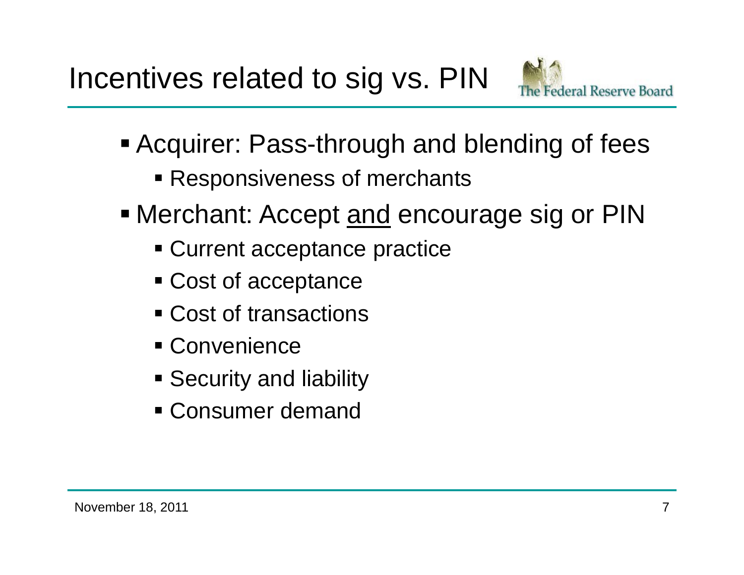# Incentives related to sig vs. PIN

- Acquirer: Pass-through and blending of fees
  - Responsiveness of merchants
- Merchant: Accept <u>and</u> encourage sig or PIN
  - Current acceptance practice
  - Cost of acceptance
  - Cost of transactions
  - Convenience
  - Security and liability
  - Consumer demand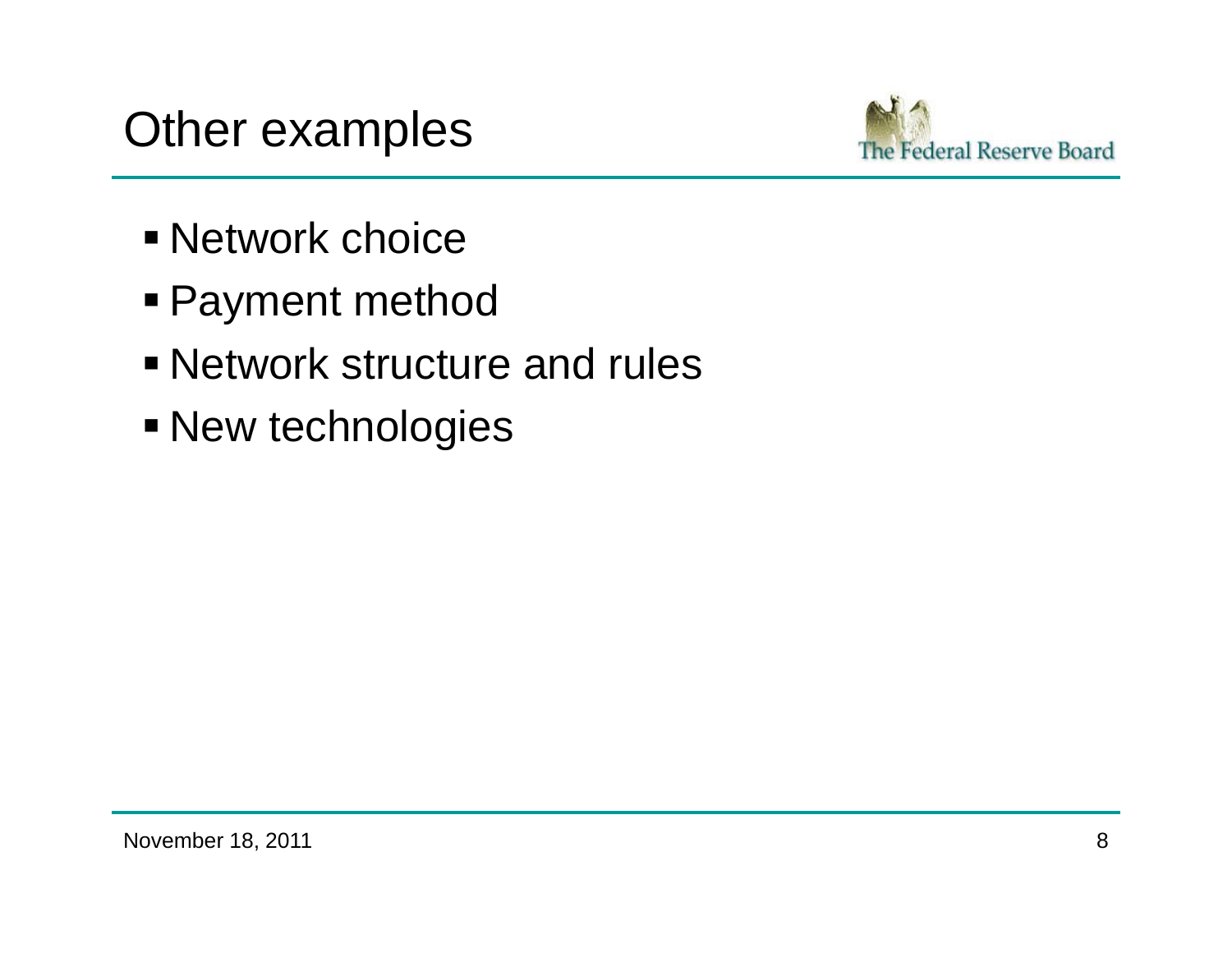# Other examples

- Network choice
- Payment method
- Network structure and rules
- New technologies